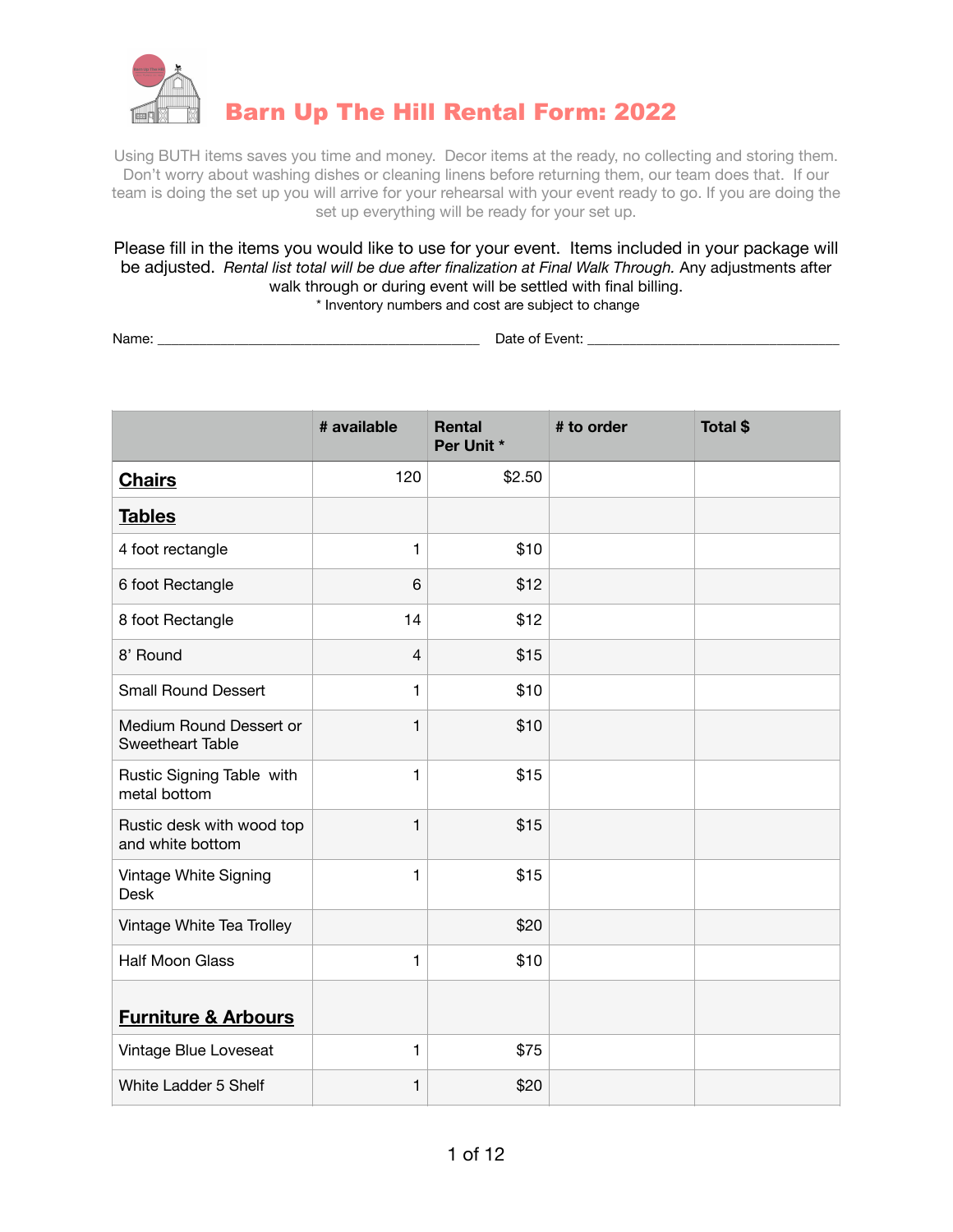# Barn Up The Hill Rental Form: 2022

Using BUTH items saves you time and money. Decor items at the ready, no collecting and storing them. Don't worry about washing dishes or cleaning linens before returning them, our team does that. If our team is doing the set up you will arrive for your rehearsal with your event ready to go. If you are doing the set up everything will be ready for your set up.

Please fill in the items you would like to use for your event. Items included in your package will be adjusted. *Rental list total will be due after finalization at Final Walk Through.* Any adjustments after walk through or during event will be settled with final billing.

\* Inventory numbers and cost are subject to change

Name: ___________________________________________ Date of Event: __________________________________

| | # available | Rental Per Unit * | # to order | Total $ |
|---|---|---|---|---|
| **Chairs** | 120 | $2.50 | | |
| **Tables** | | | | |
| 4 foot rectangle | 1 | $10 | | |
| 6 foot Rectangle | 6 | $12 | | |
| 8 foot Rectangle | 14 | $12 | | |
| 8' Round | 4 | $15 | | |
| Small Round Dessert | 1 | $10 | | |
| Medium Round Dessert or Sweetheart Table | 1 | $10 | | |
| Rustic Signing Table with metal bottom | 1 | $15 | | |
| Rustic desk with wood top and white bottom | 1 | $15 | | |
| Vintage White Signing Desk | 1 | $15 | | |
| Vintage White Tea Trolley | | $20 | | |
| Half Moon Glass | 1 | $10 | | |
| **Furniture & Arbours** | | | | |
| Vintage Blue Loveseat | 1 | $75 | | |
| White Ladder 5 Shelf | 1 | $20 | | |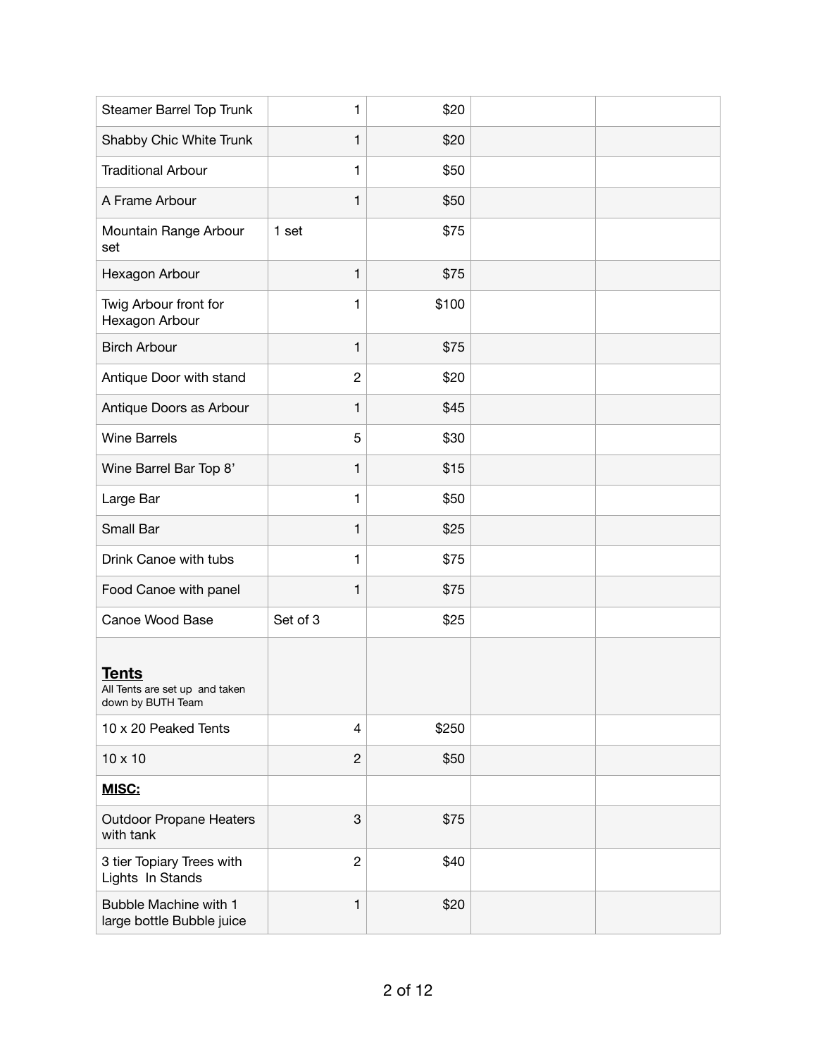| | | | | |
|---|---|---|---|---|
| Steamer Barrel Top Trunk | 1 | $20 | | |
| Shabby Chic White Trunk | 1 | $20 | | |
| Traditional Arbour | 1 | $50 | | |
| A Frame Arbour | 1 | $50 | | |
| Mountain Range Arbour set | 1 set | $75 | | |
| Hexagon Arbour | 1 | $75 | | |
| Twig Arbour front for Hexagon Arbour | 1 | $100 | | |
| Birch Arbour | 1 | $75 | | |
| Antique Door with stand | 2 | $20 | | |
| Antique Doors as Arbour | 1 | $45 | | |
| Wine Barrels | 5 | $30 | | |
| Wine Barrel Bar Top 8’ | 1 | $15 | | |
| Large Bar | 1 | $50 | | |
| Small Bar | 1 | $25 | | |
| Drink Canoe with tubs | 1 | $75 | | |
| Food Canoe with panel | 1 | $75 | | |
| Canoe Wood Base | Set of 3 | $25 | | |
| **Tents**<br>All Tents are set up and taken down by BUTH Team | | | | |
| 10 x 20 Peaked Tents | 4 | $250 | | |
| 10 x 10 | 2 | $50 | | |
| **MISC:** | | | | |
| Outdoor Propane Heaters with tank | 3 | $75 | | |
| 3 tier Topiary Trees with Lights In Stands | 2 | $40 | | |
| Bubble Machine with 1 large bottle Bubble juice | 1 | $20 | | |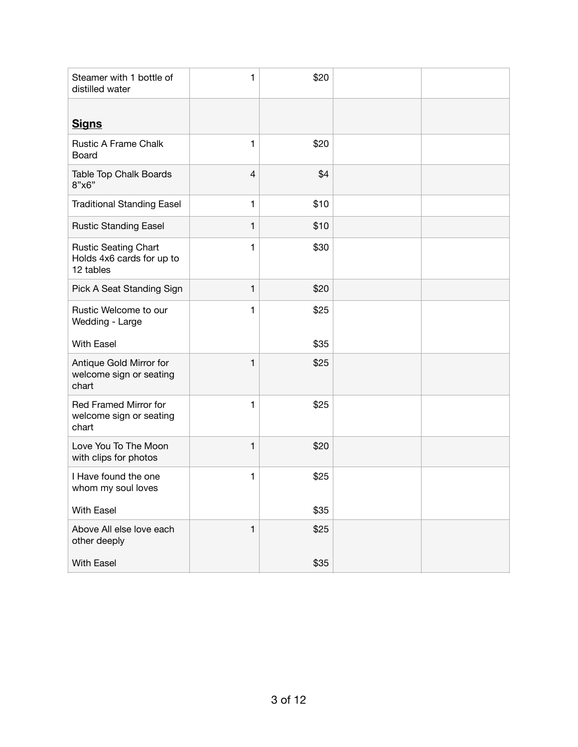| | | | | |
|---|---|---|---|---|
| Steamer with 1 bottle of distilled water | 1 | $20 | | |
| **<u>Signs</u>** | | | | |
| Rustic A Frame Chalk Board | 1 | $20 | | |
| Table Top Chalk Boards 8”x6” | 4 | $4 | | |
| Traditional Standing Easel | 1 | $10 | | |
| Rustic Standing Easel | 1 | $10 | | |
| Rustic Seating Chart Holds 4x6 cards for up to 12 tables | 1 | $30 | | |
| Pick A Seat Standing Sign | 1 | $20 | | |
| Rustic Welcome to our Wedding - Large<br><br>With Easel | 1 | $25<br><br>$35 | | |
| Antique Gold Mirror for welcome sign or seating chart | 1 | $25 | | |
| Red Framed Mirror for welcome sign or seating chart | 1 | $25 | | |
| Love You To The Moon with clips for photos | 1 | $20 | | |
| I Have found the one whom my soul loves<br><br>With Easel | 1 | $25<br><br>$35 | | |
| Above All else love each other deeply<br><br>With Easel | 1 | $25<br><br>$35 | | |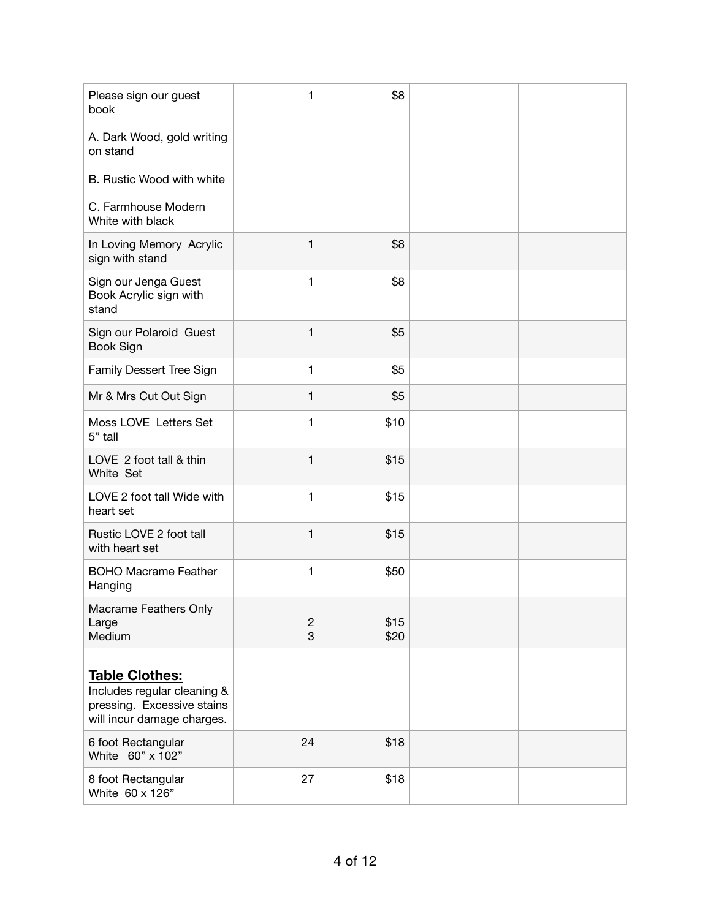| | | | | |
|---|---|---|---|---|
| Please sign our guest book<br><br>A. Dark Wood, gold writing on stand<br><br>B. Rustic Wood with white<br><br>C. Farmhouse Modern White with black | 1 | $8 | | |
| In Loving Memory Acrylic sign with stand | 1 | $8 | | |
| Sign our Jenga Guest Book Acrylic sign with stand | 1 | $8 | | |
| Sign our Polaroid Guest Book Sign | 1 | $5 | | |
| Family Dessert Tree Sign | 1 | $5 | | |
| Mr & Mrs Cut Out Sign | 1 | $5 | | |
| Moss LOVE Letters Set 5" tall | 1 | $10 | | |
| LOVE 2 foot tall & thin White Set | 1 | $15 | | |
| LOVE 2 foot tall Wide with heart set | 1 | $15 | | |
| Rustic LOVE 2 foot tall with heart set | 1 | $15 | | |
| BOHO Macrame Feather Hanging | 1 | $50 | | |
| Macrame Feathers Only<br>Large<br>Medium | <br>2<br>3 | <br>$15<br>$20 | | |
| **<u>Table Clothes:</u>**<br>Includes regular cleaning & pressing. Excessive stains will incur damage charges. | | | | |
| 6 foot Rectangular<br>White 60" x 102" | 24 | $18 | | |
| 8 foot Rectangular<br>White 60 x 126" | 27 | $18 | | |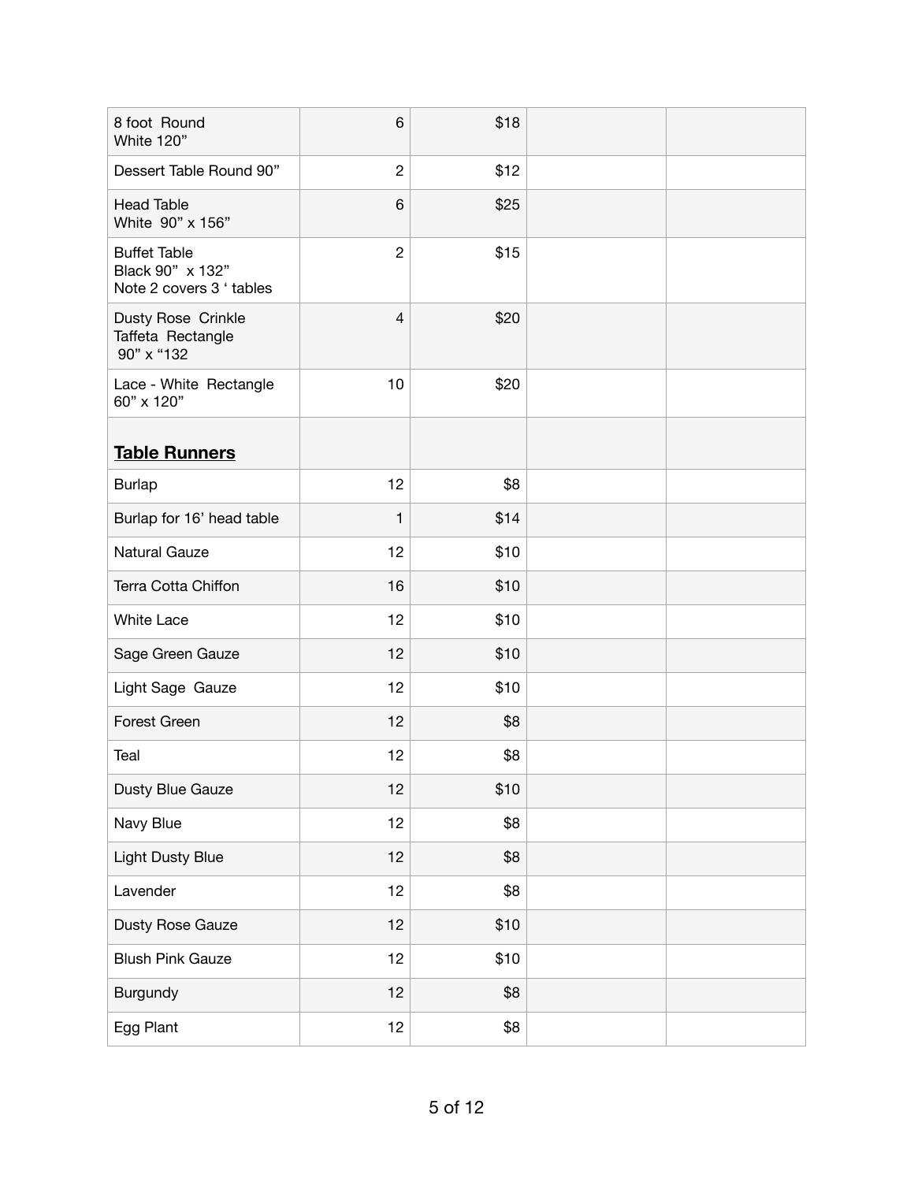| | | | | |
|---|---|---|---|---|
| 8 foot Round<br>White 120” | 6 | $18 | | |
| Dessert Table Round 90” | 2 | $12 | | |
| Head Table<br>White 90” x 156” | 6 | $25 | | |
| Buffet Table<br>Black 90” x 132”<br>Note 2 covers 3 ‘ tables | 2 | $15 | | |
| Dusty Rose Crinkle Taffeta Rectangle<br>90” x “132 | 4 | $20 | | |
| Lace - White Rectangle 60” x 120” | 10 | $20 | | |
| **Table Runners** | | | | |
| Burlap | 12 | $8 | | |
| Burlap for 16’ head table | 1 | $14 | | |
| Natural Gauze | 12 | $10 | | |
| Terra Cotta Chiffon | 16 | $10 | | |
| White Lace | 12 | $10 | | |
| Sage Green Gauze | 12 | $10 | | |
| Light Sage Gauze | 12 | $10 | | |
| Forest Green | 12 | $8 | | |
| Teal | 12 | $8 | | |
| Dusty Blue Gauze | 12 | $10 | | |
| Navy Blue | 12 | $8 | | |
| Light Dusty Blue | 12 | $8 | | |
| Lavender | 12 | $8 | | |
| Dusty Rose Gauze | 12 | $10 | | |
| Blush Pink Gauze | 12 | $10 | | |
| Burgundy | 12 | $8 | | |
| Egg Plant | 12 | $8 | | |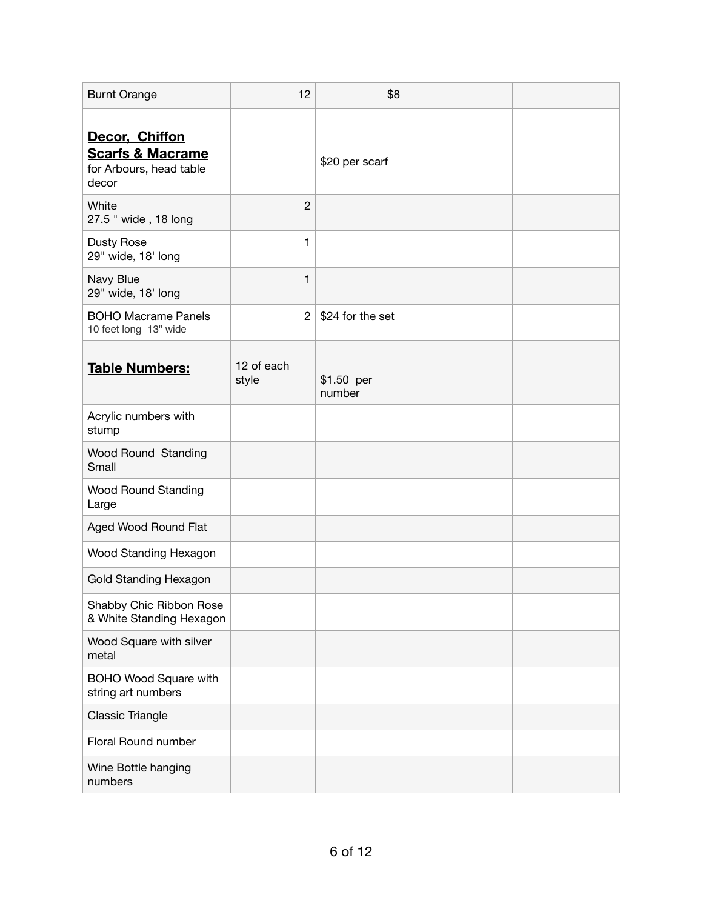| | | | | |
|---|---|---|---|---|
| Burnt Orange | 12 | $8 | | |
| **Decor, Chiffon Scarfs & Macrame** for Arbours, head table decor | | $20 per scarf | | |
| White 27.5 " wide , 18 long | 2 | | | |
| Dusty Rose 29" wide, 18' long | 1 | | | |
| Navy Blue 29" wide, 18' long | 1 | | | |
| BOHO Macrame Panels 10 feet long 13" wide | 2 | $24 for the set | | |
| **Table Numbers:** | 12 of each style | $1.50 per number | | |
| Acrylic numbers with stump | | | | |
| Wood Round Standing Small | | | | |
| Wood Round Standing Large | | | | |
| Aged Wood Round Flat | | | | |
| Wood Standing Hexagon | | | | |
| Gold Standing Hexagon | | | | |
| Shabby Chic Ribbon Rose & White Standing Hexagon | | | | |
| Wood Square with silver metal | | | | |
| BOHO Wood Square with string art numbers | | | | |
| Classic Triangle | | | | |
| Floral Round number | | | | |
| Wine Bottle hanging numbers | | | | |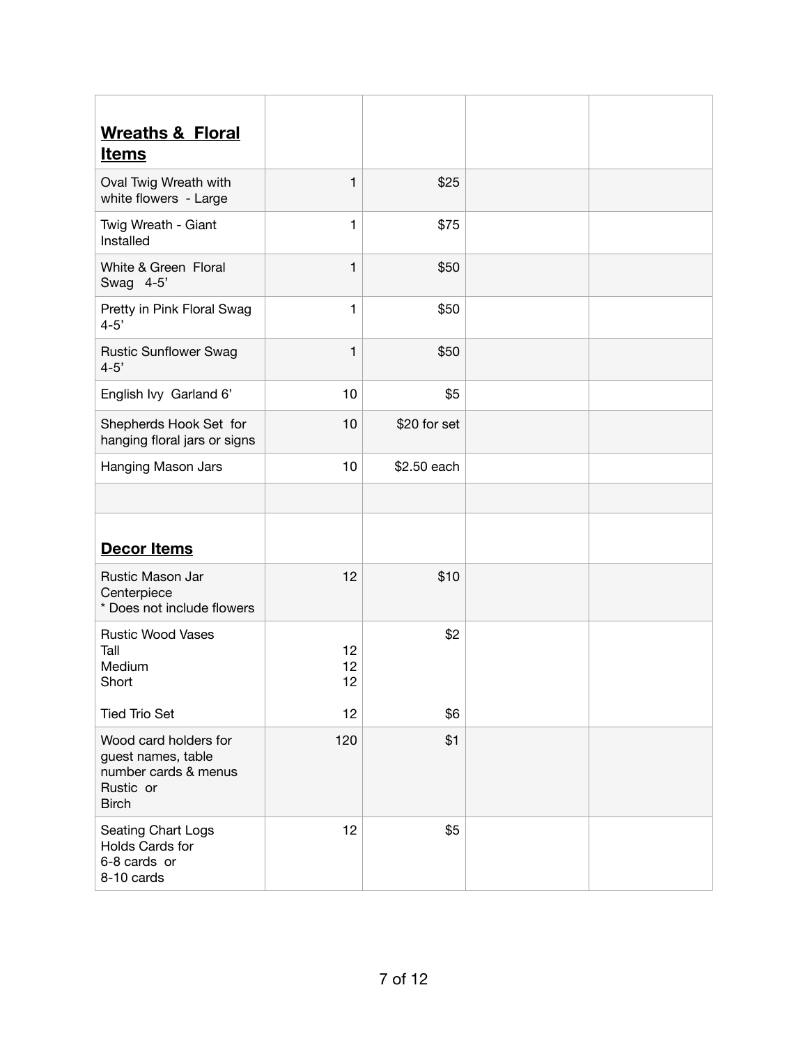| **Wreaths & Floral Items** | | | | |
|---|---|---|---|---|
| Oval Twig Wreath with white flowers - Large | 1 | $25 | | |
| Twig Wreath - Giant Installed | 1 | $75 | | |
| White & Green Floral Swag 4-5’ | 1 | $50 | | |
| Pretty in Pink Floral Swag 4-5’ | 1 | $50 | | |
| Rustic Sunflower Swag 4-5’ | 1 | $50 | | |
| English Ivy Garland 6’ | 10 | $5 | | |
| Shepherds Hook Set for hanging floral jars or signs | 10 | $20 for set | | |
| Hanging Mason Jars | 10 | $2.50 each | | |
| | | | | |
| **Decor Items** | | | | |
| Rustic Mason Jar Centerpiece<br>* Does not include flowers | 12 | $10 | | |
| Rustic Wood Vases<br>Tall<br>Medium<br>Short<br><br>Tied Trio Set | <br>12<br>12<br>12<br><br>12 | $2<br><br><br><br><br>$6 | | |
| Wood card holders for guest names, table number cards & menus<br>Rustic or<br>Birch | 120 | $1 | | |
| Seating Chart Logs<br>Holds Cards for<br>6-8 cards or<br>8-10 cards | 12 | $5 | | |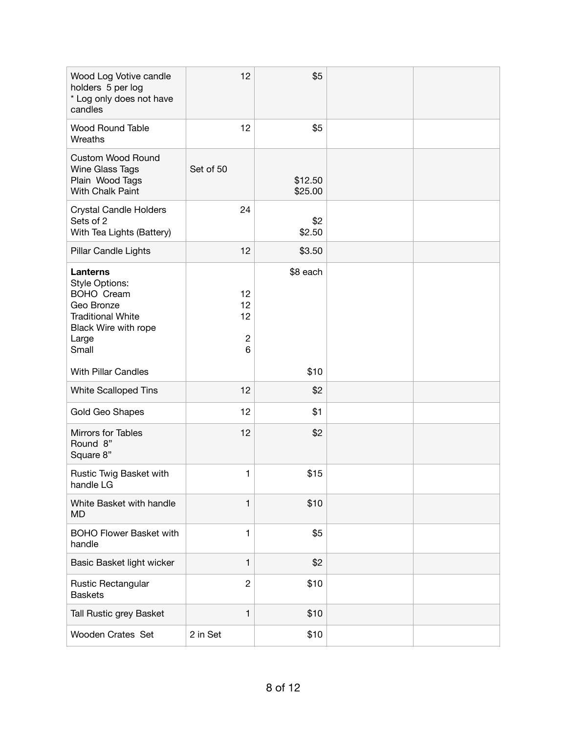| | | | | |
|---|---|---|---|---|
| Wood Log Votive candle holders 5 per log<br>* Log only does not have candles | 12 | $5 | | |
| Wood Round Table Wreaths | 12 | $5 | | |
| Custom Wood Round Wine Glass Tags<br>Plain Wood Tags<br>With Chalk Paint | Set of 50 | <br><br>$12.50<br>$25.00 | | |
| Crystal Candle Holders<br>Sets of 2<br>With Tea Lights (Battery) | 24 | <br>$2<br>$2.50 | | |
| Pillar Candle Lights | 12 | $3.50 | | |
| **Lanterns**<br>Style Options:<br>BOHO Cream<br>Geo Bronze<br>Traditional White<br>Black Wire with rope<br>Large<br>Small<br><br>With Pillar Candles | <br><br>12<br>12<br>12<br><br>2<br>6 | $8 each<br><br><br><br><br><br><br><br><br>$10 | | |
| White Scalloped Tins | 12 | $2 | | |
| Gold Geo Shapes | 12 | $1 | | |
| Mirrors for Tables<br>Round 8”<br>Square 8” | 12 | $2 | | |
| Rustic Twig Basket with handle LG | 1 | $15 | | |
| White Basket with handle MD | 1 | $10 | | |
| BOHO Flower Basket with handle | 1 | $5 | | |
| Basic Basket light wicker | 1 | $2 | | |
| Rustic Rectangular Baskets | 2 | $10 | | |
| Tall Rustic grey Basket | 1 | $10 | | |
| Wooden Crates Set | 2 in Set | $10 | | |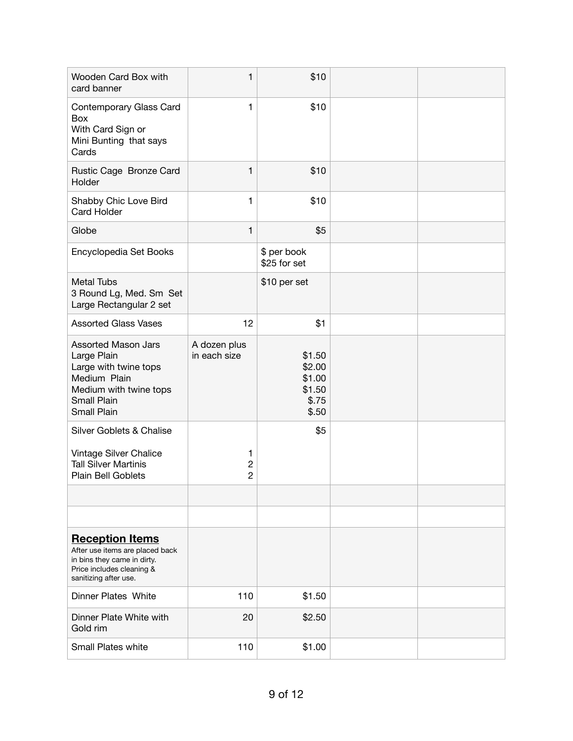| | | | | |
|---|---|---|---|---|
| Wooden Card Box with card banner | 1 | $10 | | |
| Contemporary Glass Card Box<br>With Card Sign or<br>Mini Bunting that says Cards | 1 | $10 | | |
| Rustic Cage Bronze Card Holder | 1 | $10 | | |
| Shabby Chic Love Bird Card Holder | 1 | $10 | | |
| Globe | 1 | $5 | | |
| Encyclopedia Set Books | | $ per book<br>$25 for set | | |
| Metal Tubs<br>3 Round Lg, Med. Sm Set<br>Large Rectangular 2 set | | $10 per set | | |
| Assorted Glass Vases | 12 | $1 | | |
| Assorted Mason Jars<br>Large Plain<br>Large with twine tops<br>Medium Plain<br>Medium with twine tops<br>Small Plain<br>Small Plain | A dozen plus in each size | <br>$1.50<br>$2.00<br>$1.00<br>$1.50<br>$.75<br>$.50 | | |
| Silver Goblets & Chalise<br><br>Vintage Silver Chalice<br>Tall Silver Martinis<br>Plain Bell Goblets | <br><br>1<br>2<br>2 | $5 | | |
| | | | | |
| | | | | |
| **Reception Items**<br>After use items are placed back in bins they came in dirty. Price includes cleaning & sanitizing after use. | | | | |
| Dinner Plates White | 110 | $1.50 | | |
| Dinner Plate White with Gold rim | 20 | $2.50 | | |
| Small Plates white | 110 | $1.00 | | |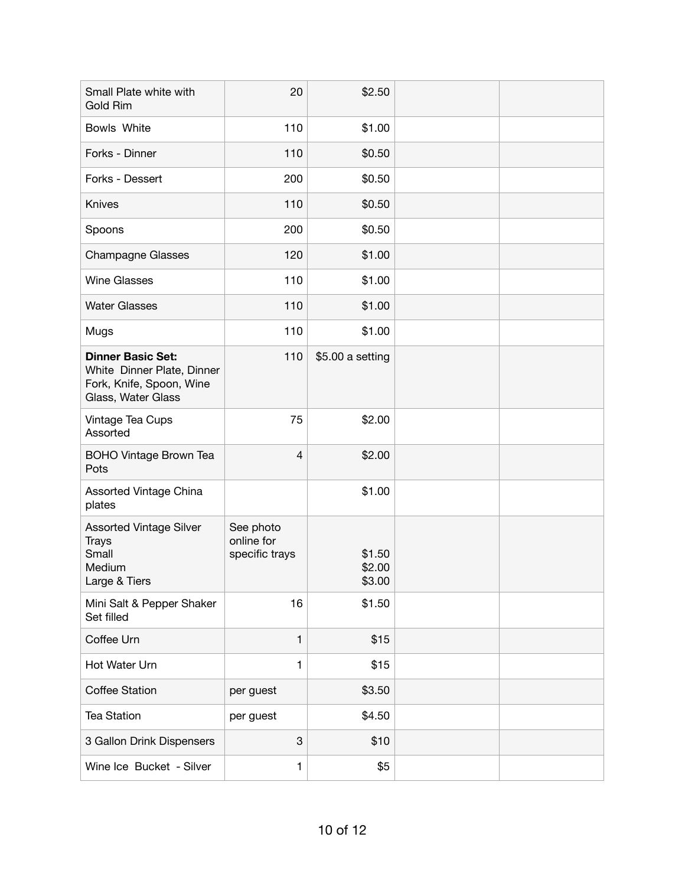| | | | | |
|---|---|---|---|---|
| Small Plate white with Gold Rim | 20 | $2.50 | | |
| Bowls White | 110 | $1.00 | | |
| Forks - Dinner | 110 | $0.50 | | |
| Forks - Dessert | 200 | $0.50 | | |
| Knives | 110 | $0.50 | | |
| Spoons | 200 | $0.50 | | |
| Champagne Glasses | 120 | $1.00 | | |
| Wine Glasses | 110 | $1.00 | | |
| Water Glasses | 110 | $1.00 | | |
| Mugs | 110 | $1.00 | | |
| **Dinner Basic Set:** White Dinner Plate, Dinner Fork, Knife, Spoon, Wine Glass, Water Glass | 110 | $5.00 a setting | | |
| Vintage Tea Cups Assorted | 75 | $2.00 | | |
| BOHO Vintage Brown Tea Pots | 4 | $2.00 | | |
| Assorted Vintage China plates | | $1.00 | | |
| Assorted Vintage Silver Trays<br>Small<br>Medium<br>Large & Tiers | See photo online for specific trays | <br><br>$1.50<br>$2.00<br>$3.00 | | |
| Mini Salt & Pepper Shaker Set filled | 16 | $1.50 | | |
| Coffee Urn | 1 | $15 | | |
| Hot Water Urn | 1 | $15 | | |
| Coffee Station | per guest | $3.50 | | |
| Tea Station | per guest | $4.50 | | |
| 3 Gallon Drink Dispensers | 3 | $10 | | |
| Wine Ice Bucket - Silver | 1 | $5 | | |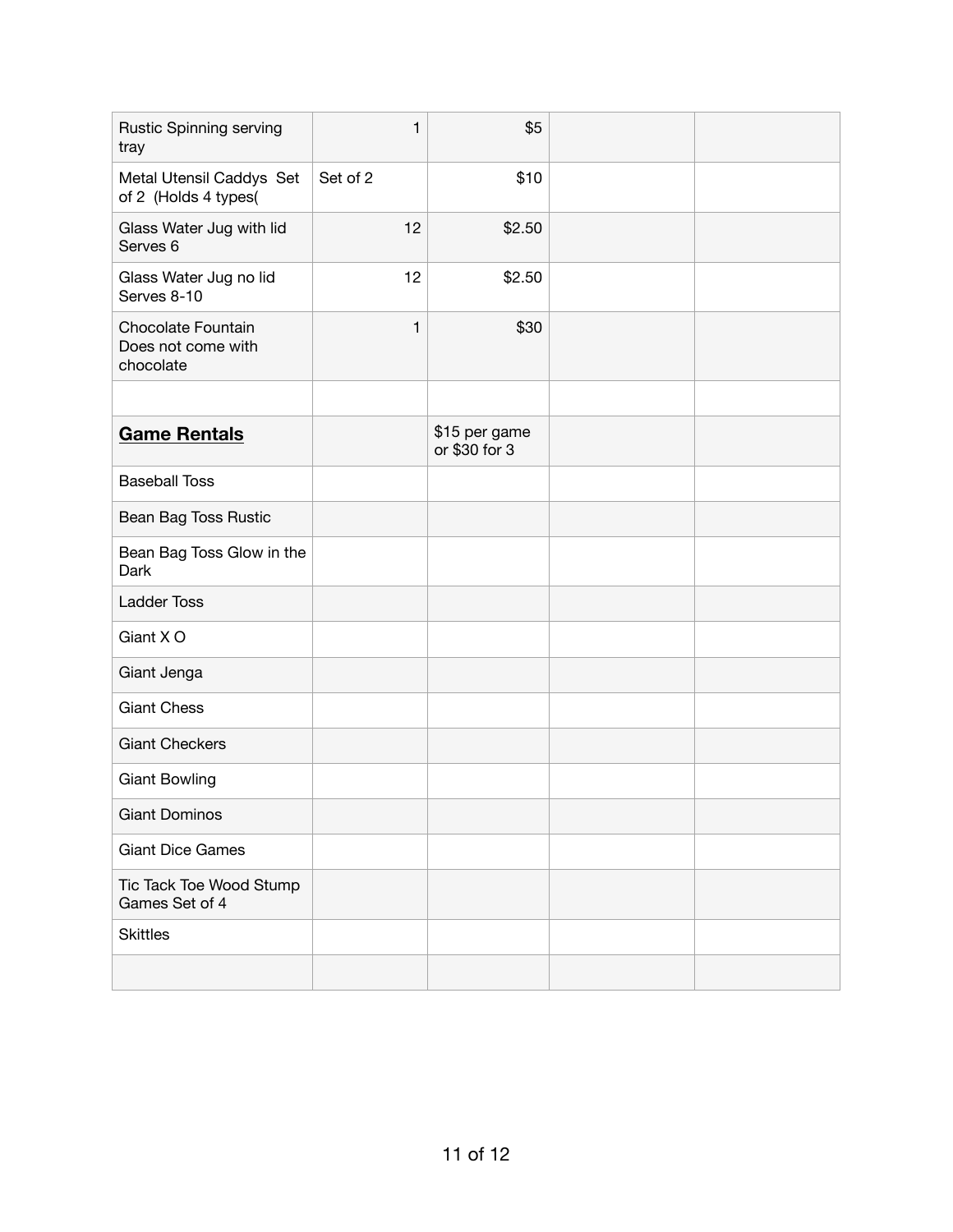| | | | | |
|---|---|---|---|---|
| Rustic Spinning serving tray | 1 | $5 | | |
| Metal Utensil Caddys Set of 2 (Holds 4 types( | Set of 2 | $10 | | |
| Glass Water Jug with lid Serves 6 | 12 | $2.50 | | |
| Glass Water Jug no lid Serves 8-10 | 12 | $2.50 | | |
| Chocolate Fountain Does not come with chocolate | 1 | $30 | | |
| | | | | |
| **Game Rentals** | | $15 per game or $30 for 3 | | |
| Baseball Toss | | | | |
| Bean Bag Toss Rustic | | | | |
| Bean Bag Toss Glow in the Dark | | | | |
| Ladder Toss | | | | |
| Giant X O | | | | |
| Giant Jenga | | | | |
| Giant Chess | | | | |
| Giant Checkers | | | | |
| Giant Bowling | | | | |
| Giant Dominos | | | | |
| Giant Dice Games | | | | |
| Tic Tack Toe Wood Stump Games Set of 4 | | | | |
| Skittles | | | | |
| | | | | |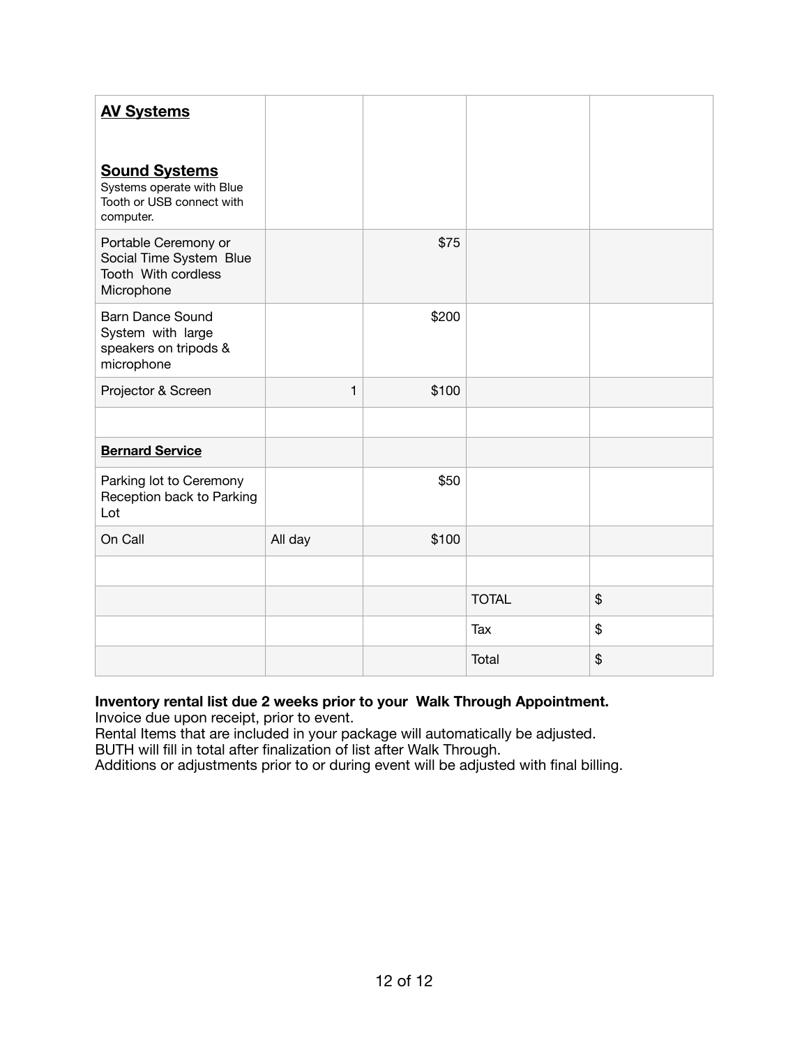| | | | | |
|---|---|---|---|---|
| **AV Systems**<br><br>**Sound Systems**<br>Systems operate with Blue Tooth or USB connect with computer. | | | | |
| Portable Ceremony or Social Time System Blue Tooth With cordless Microphone | | $75 | | |
| Barn Dance Sound System with large speakers on tripods & microphone | | $200 | | |
| Projector & Screen | 1 | $100 | | |
| | | | | |
| **Bernard Service** | | | | |
| Parking lot to Ceremony Reception back to Parking Lot | | $50 | | |
| On Call | All day | $100 | | |
| | | | | |
| | | | TOTAL | $ |
| | | | Tax | $ |
| | | | Total | $ |

**Inventory rental list due 2 weeks prior to your Walk Through Appointment.**
Invoice due upon receipt, prior to event.
Rental Items that are included in your package will automatically be adjusted.
BUTH will fill in total after finalization of list after Walk Through.
Additions or adjustments prior to or during event will be adjusted with final billing.